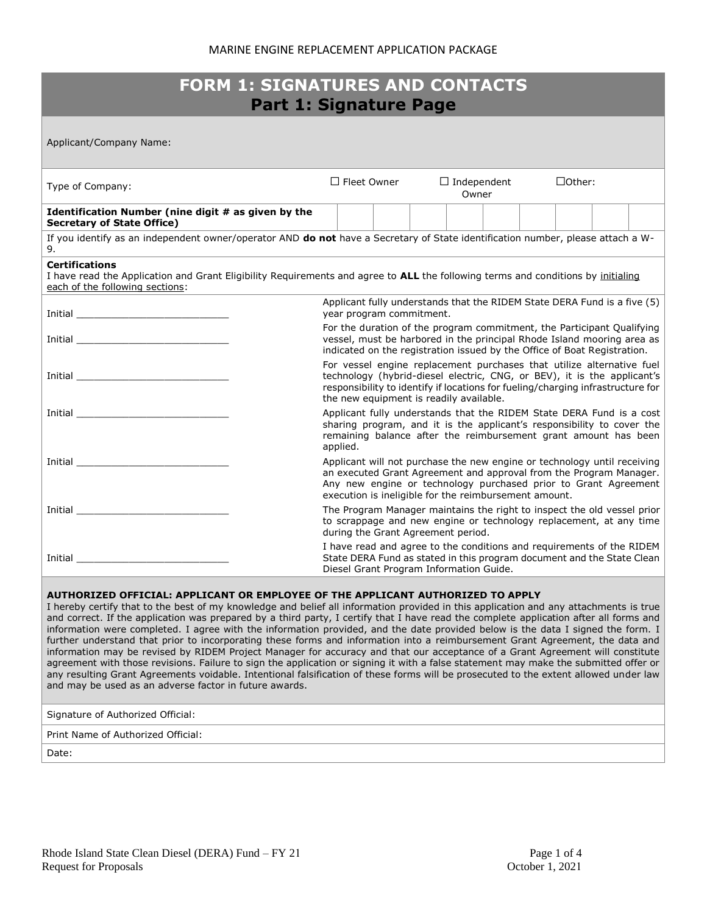# FORM 1: SIGNATURES AND CONTACTS
## Part 1: Signature Page

Applicant/Company Name:

| Type of Company: | ☐ Fleet Owner | ☐ Independent Owner | ☐Other: |
|---|---|---|---|

| **Identification Number (nine digit # as given by the Secretary of State Office)** | | | | | | | | | |
|---|---|---|---|---|---|---|---|---|---|

If you identify as an independent owner/operator AND **do not** have a Secretary of State identification number, please attach a W-9.

**Certifications**
I have read the Application and Grant Eligibility Requirements and agree to **ALL** the following terms and conditions by initialing each of the following sections:

| | |
|---|---|
| Initial ___________________________ | Applicant fully understands that the RIDEM State DERA Fund is a five (5) year program commitment. |
| Initial ___________________________ | For the duration of the program commitment, the Participant Qualifying vessel, must be harbored in the principal Rhode Island mooring area as indicated on the registration issued by the Office of Boat Registration. |
| Initial ___________________________ | For vessel engine replacement purchases that utilize alternative fuel technology (hybrid-diesel electric, CNG, or BEV), it is the applicant's responsibility to identify if locations for fueling/charging infrastructure for the new equipment is readily available. |
| Initial ___________________________ | Applicant fully understands that the RIDEM State DERA Fund is a cost sharing program, and it is the applicant's responsibility to cover the remaining balance after the reimbursement grant amount has been applied. |
| Initial ___________________________ | Applicant will not purchase the new engine or technology until receiving an executed Grant Agreement and approval from the Program Manager. Any new engine or technology purchased prior to Grant Agreement execution is ineligible for the reimbursement amount. |
| Initial ___________________________ | The Program Manager maintains the right to inspect the old vessel prior to scrappage and new engine or technology replacement, at any time during the Grant Agreement period. |
| Initial ___________________________ | I have read and agree to the conditions and requirements of the RIDEM State DERA Fund as stated in this program document and the State Clean Diesel Grant Program Information Guide. |

**AUTHORIZED OFFICIAL: APPLICANT OR EMPLOYEE OF THE APPLICANT AUTHORIZED TO APPLY**
I hereby certify that to the best of my knowledge and belief all information provided in this application and any attachments is true and correct. If the application was prepared by a third party, I certify that I have read the complete application after all forms and information were completed. I agree with the information provided, and the date provided below is the data I signed the form. I further understand that prior to incorporating these forms and information into a reimbursement Grant Agreement, the data and information may be revised by RIDEM Project Manager for accuracy and that our acceptance of a Grant Agreement will constitute agreement with those revisions. Failure to sign the application or signing it with a false statement may make the submitted offer or any resulting Grant Agreements voidable. Intentional falsification of these forms will be prosecuted to the extent allowed under law and may be used as an adverse factor in future awards.

Signature of Authorized Official:

Print Name of Authorized Official:

Date:

Rhode Island State Clean Diesel (DERA) Fund – FY 21
Request for Proposals
October 1, 2021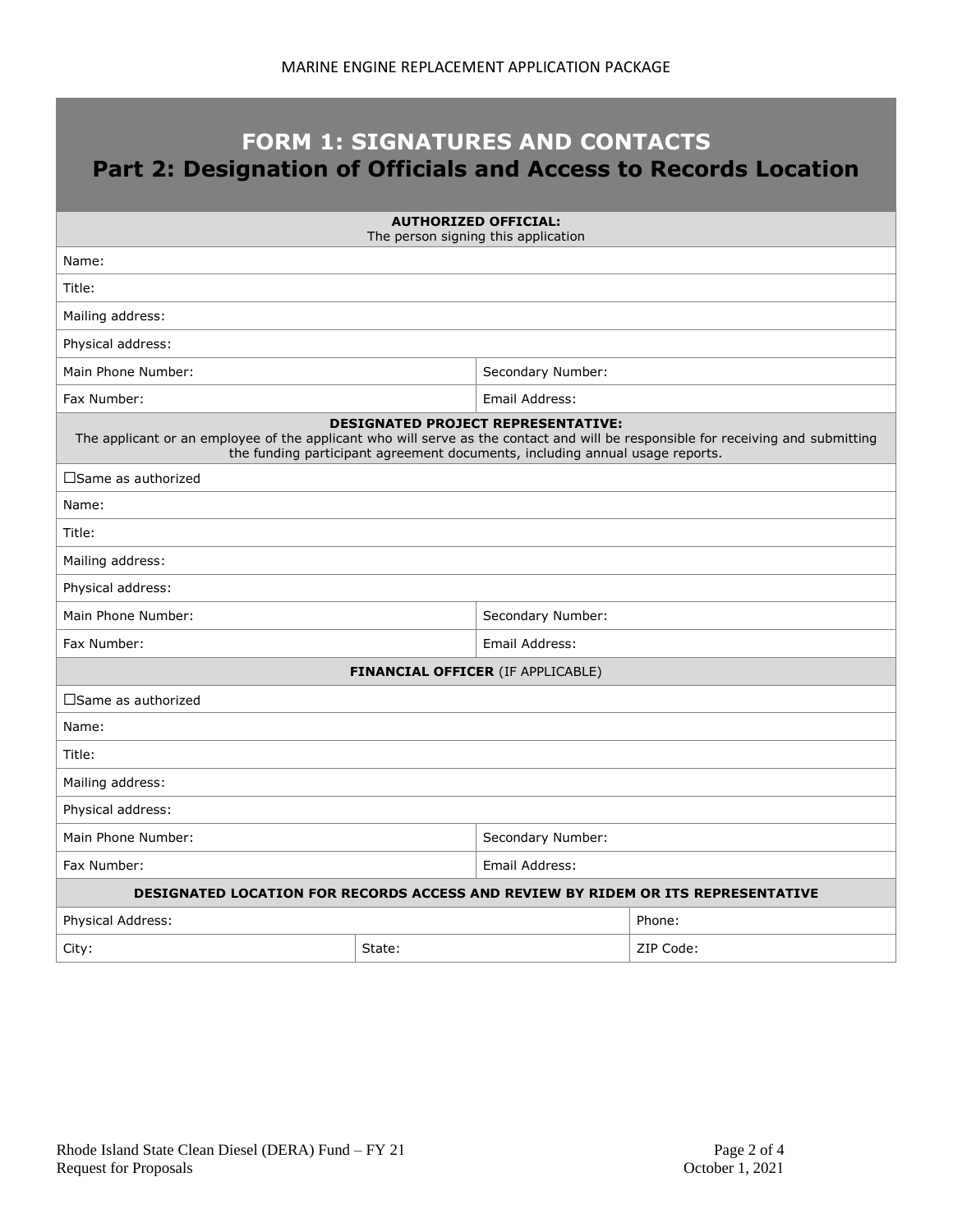# FORM 1: SIGNATURES AND CONTACTS
## Part 2: Designation of Officials and Access to Records Location

| **AUTHORIZED OFFICIAL:**<br>The person signing this application | |
|---|---|
| Name: | |
| Title: | |
| Mailing address: | |
| Physical address: | |
| Main Phone Number: | Secondary Number: |
| Fax Number: | Email Address: |

| **DESIGNATED PROJECT REPRESENTATIVE:**<br>The applicant or an employee of the applicant who will serve as the contact and will be responsible for receiving and submitting the funding participant agreement documents, including annual usage reports. | |
|---|---|
| ☐Same as authorized | |
| Name: | |
| Title: | |
| Mailing address: | |
| Physical address: | |
| Main Phone Number: | Secondary Number: |
| Fax Number: | Email Address: |

| **FINANCIAL OFFICER** (IF APPLICABLE) | |
|---|---|
| ☐Same as authorized | |
| Name: | |
| Title: | |
| Mailing address: | |
| Physical address: | |
| Main Phone Number: | Secondary Number: |
| Fax Number: | Email Address: |

| **DESIGNATED LOCATION FOR RECORDS ACCESS AND REVIEW BY RIDEM OR ITS REPRESENTATIVE** | | |
|---|---|---|
| Physical Address: | | Phone: |
| City: | State: | ZIP Code: |

Rhode Island State Clean Diesel (DERA) Fund – FY 21
Request for Proposals

October 1, 2021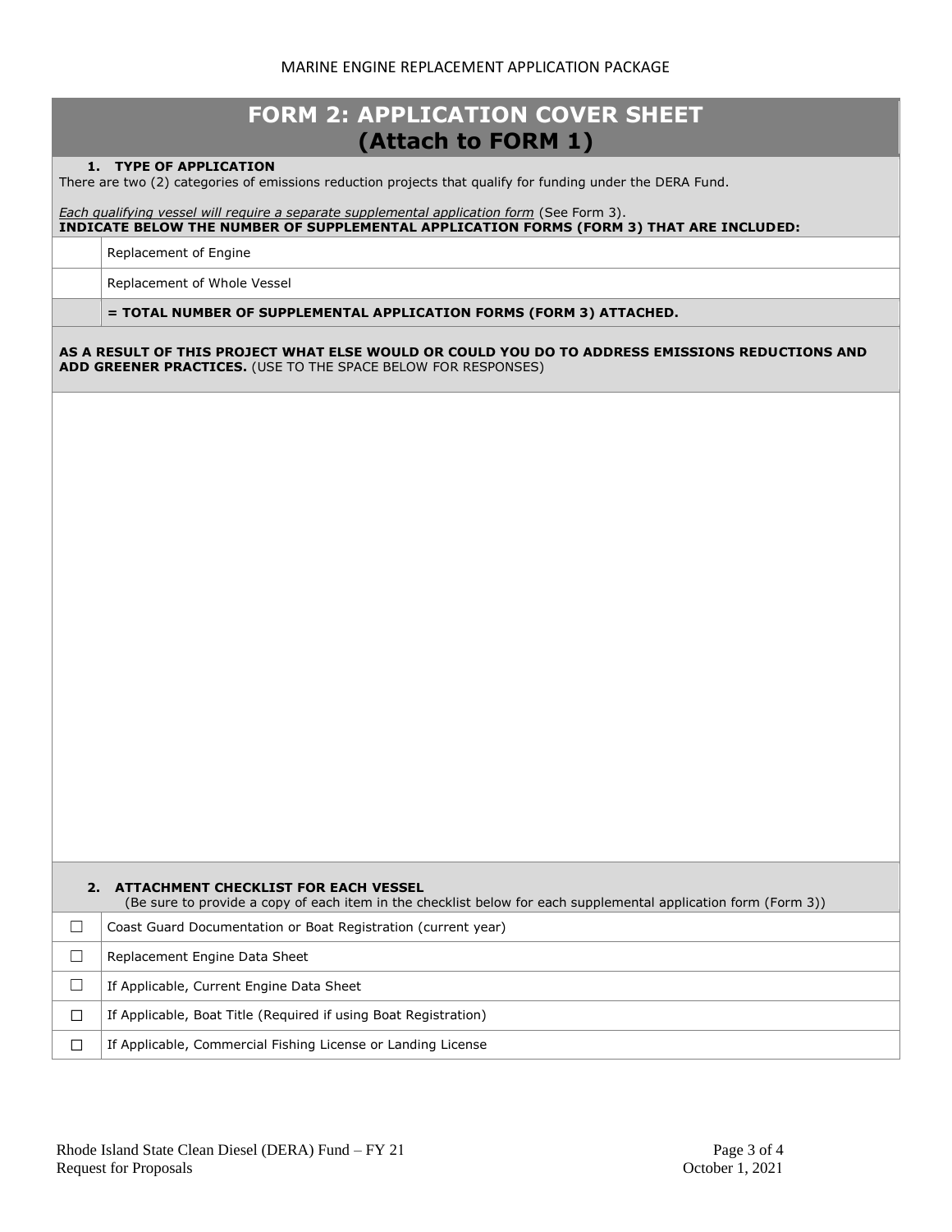# FORM 2: APPLICATION COVER SHEET (Attach to FORM 1)

**1. TYPE OF APPLICATION**

There are two (2) categories of emissions reduction projects that qualify for funding under the DERA Fund.

*Each qualifying vessel will require a separate supplemental application form* (See Form 3).

**INDICATE BELOW THE NUMBER OF SUPPLEMENTAL APPLICATION FORMS (FORM 3) THAT ARE INCLUDED:**

| | |
|---|---|
| | Replacement of Engine |
| | Replacement of Whole Vessel |
| | **= TOTAL NUMBER OF SUPPLEMENTAL APPLICATION FORMS (FORM 3) ATTACHED.** |

**AS A RESULT OF THIS PROJECT WHAT ELSE WOULD OR COULD YOU DO TO ADDRESS EMISSIONS REDUCTIONS AND ADD GREENER PRACTICES.** (USE TO THE SPACE BELOW FOR RESPONSES)

**2. ATTACHMENT CHECKLIST FOR EACH VESSEL**

(Be sure to provide a copy of each item in the checklist below for each supplemental application form (Form 3))

| | |
|---|---|
| ☐ | Coast Guard Documentation or Boat Registration (current year) |
| ☐ | Replacement Engine Data Sheet |
| ☐ | If Applicable, Current Engine Data Sheet |
| ☐ | If Applicable, Boat Title (Required if using Boat Registration) |
| ☐ | If Applicable, Commercial Fishing License or Landing License |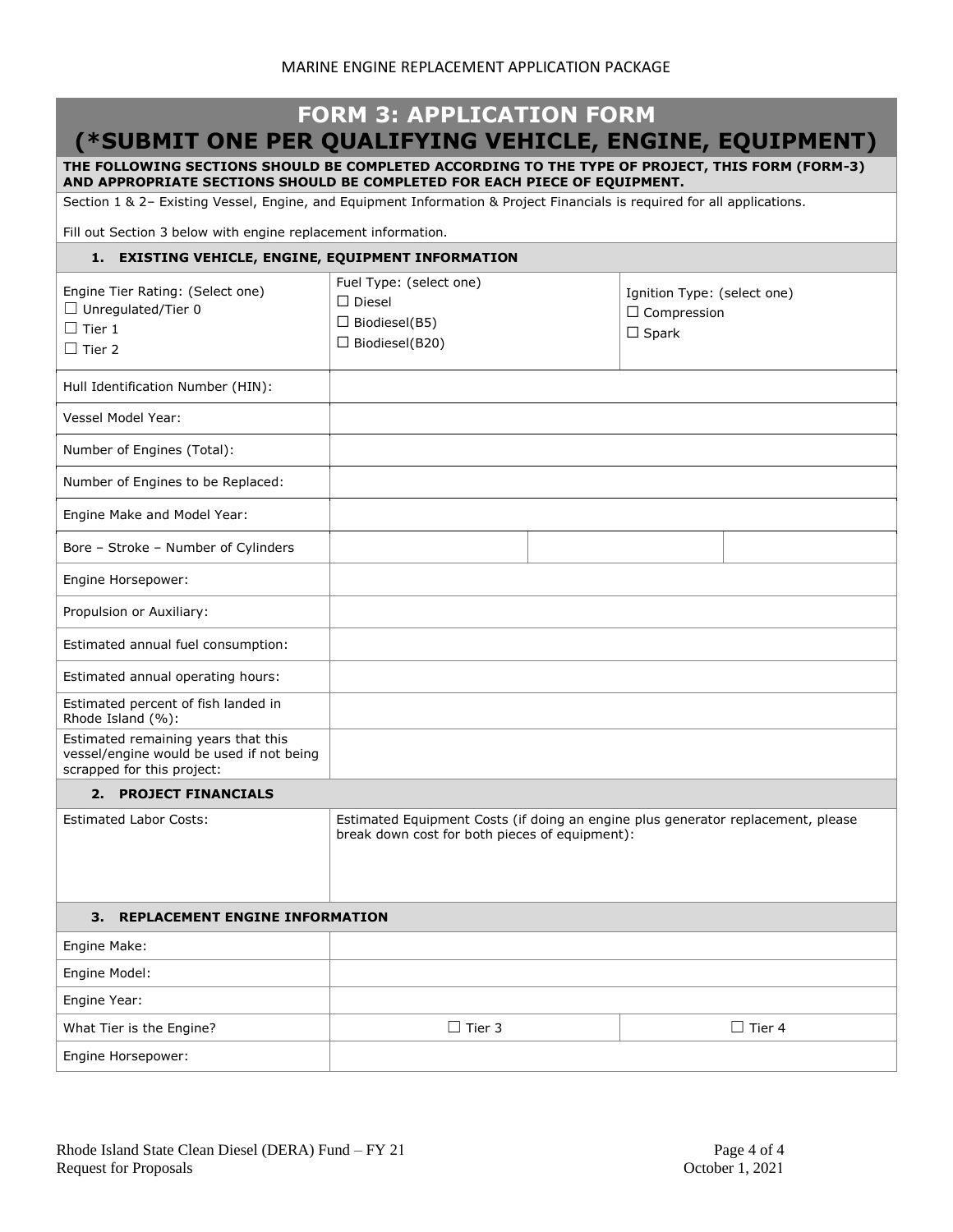## FORM 3: APPLICATION FORM (*SUBMIT ONE PER QUALIFYING VEHICLE, ENGINE, EQUIPMENT)

**THE FOLLOWING SECTIONS SHOULD BE COMPLETED ACCORDING TO THE TYPE OF PROJECT, THIS FORM (FORM-3) AND APPROPRIATE SECTIONS SHOULD BE COMPLETED FOR EACH PIECE OF EQUIPMENT.**

Section 1 & 2– Existing Vessel, Engine, and Equipment Information & Project Financials is required for all applications.

Fill out Section 3 below with engine replacement information.

### 1. EXISTING VEHICLE, ENGINE, EQUIPMENT INFORMATION

| | | | |
|---|---|---|---|
| Engine Tier Rating: (Select one)<br>☐ Unregulated/Tier 0<br>☐ Tier 1<br>☐ Tier 2 | Fuel Type: (select one)<br>☐ Diesel<br>☐ Biodiesel(B5)<br>☐ Biodiesel(B20) | | Ignition Type: (select one)<br>☐ Compression<br>☐ Spark |
| Hull Identification Number (HIN): | | | |
| Vessel Model Year: | | | |
| Number of Engines (Total): | | | |
| Number of Engines to be Replaced: | | | |
| Engine Make and Model Year: | | | |
| Bore – Stroke – Number of Cylinders | | | |
| Engine Horsepower: | | | |
| Propulsion or Auxiliary: | | | |
| Estimated annual fuel consumption: | | | |
| Estimated annual operating hours: | | | |
| Estimated percent of fish landed in Rhode Island (%): | | | |
| Estimated remaining years that this vessel/engine would be used if not being scrapped for this project: | | | |

### 2. PROJECT FINANCIALS

| | |
|---|---|
| Estimated Labor Costs: | Estimated Equipment Costs (if doing an engine plus generator replacement, please break down cost for both pieces of equipment): |

### 3. REPLACEMENT ENGINE INFORMATION

| | | |
|---|---|---|
| Engine Make: | | |
| Engine Model: | | |
| Engine Year: | | |
| What Tier is the Engine? | ☐ Tier 3 | ☐ Tier 4 |
| Engine Horsepower: | | |